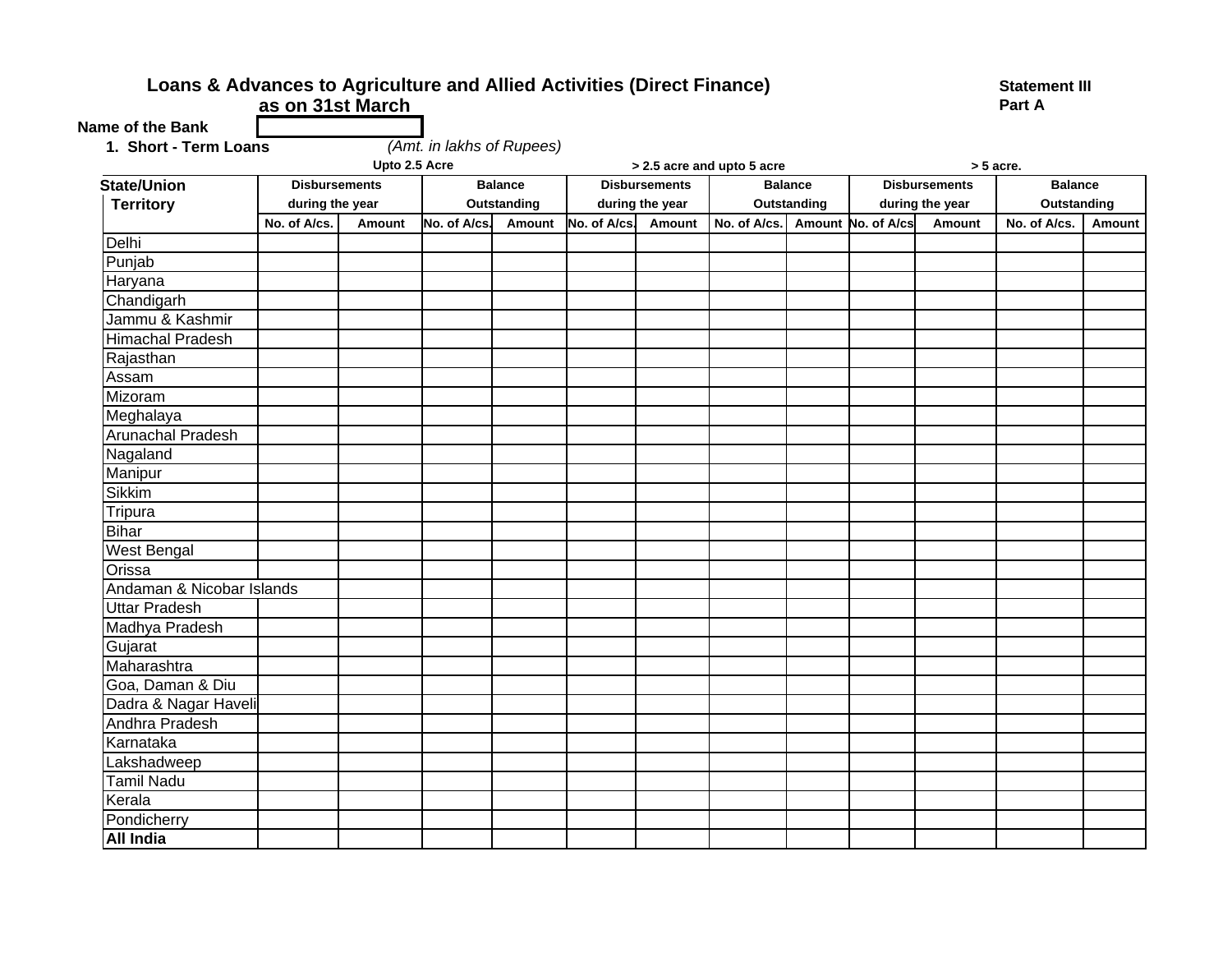**Loans & Advances to Agriculture and Allied Activities (Direct Finance)**
**as on 31st March**

**Statement III**
**Part A**

**Name of the Bank**

**1. Short - Term Loans** *(Amt. in lakhs of Rupees)*

| State/Union Territory | Upto 2.5 Acre | | | | > 2.5 acre and upto 5 acre | | | | > 5 acre. | | | |
|---|---|---|---|---|---|---|---|---|---|---|---|---|
| | Disbursements during the year | | Balance Outstanding | | Disbursements during the year | | Balance Outstanding | | Disbursements during the year | | Balance Outstanding | |
| | No. of A/cs. | Amount | No. of A/cs. | Amount | No. of A/cs. | Amount | No. of A/cs. | Amount | No. of A/cs | Amount | No. of A/cs. | Amount |
| Delhi | | | | | | | | | | | | |
| Punjab | | | | | | | | | | | | |
| Haryana | | | | | | | | | | | | |
| Chandigarh | | | | | | | | | | | | |
| Jammu & Kashmir | | | | | | | | | | | | |
| Himachal Pradesh | | | | | | | | | | | | |
| Rajasthan | | | | | | | | | | | | |
| Assam | | | | | | | | | | | | |
| Mizoram | | | | | | | | | | | | |
| Meghalaya | | | | | | | | | | | | |
| Arunachal Pradesh | | | | | | | | | | | | |
| Nagaland | | | | | | | | | | | | |
| Manipur | | | | | | | | | | | | |
| Sikkim | | | | | | | | | | | | |
| Tripura | | | | | | | | | | | | |
| Bihar | | | | | | | | | | | | |
| West Bengal | | | | | | | | | | | | |
| Orissa | | | | | | | | | | | | |
| Andaman & Nicobar Islands | | | | | | | | | | | | |
| Uttar Pradesh | | | | | | | | | | | | |
| Madhya Pradesh | | | | | | | | | | | | |
| Gujarat | | | | | | | | | | | | |
| Maharashtra | | | | | | | | | | | | |
| Goa, Daman & Diu | | | | | | | | | | | | |
| Dadra & Nagar Haveli | | | | | | | | | | | | |
| Andhra Pradesh | | | | | | | | | | | | |
| Karnataka | | | | | | | | | | | | |
| Lakshadweep | | | | | | | | | | | | |
| Tamil Nadu | | | | | | | | | | | | |
| Kerala | | | | | | | | | | | | |
| Pondicherry | | | | | | | | | | | | |
| **All India** | | | | | | | | | | | | |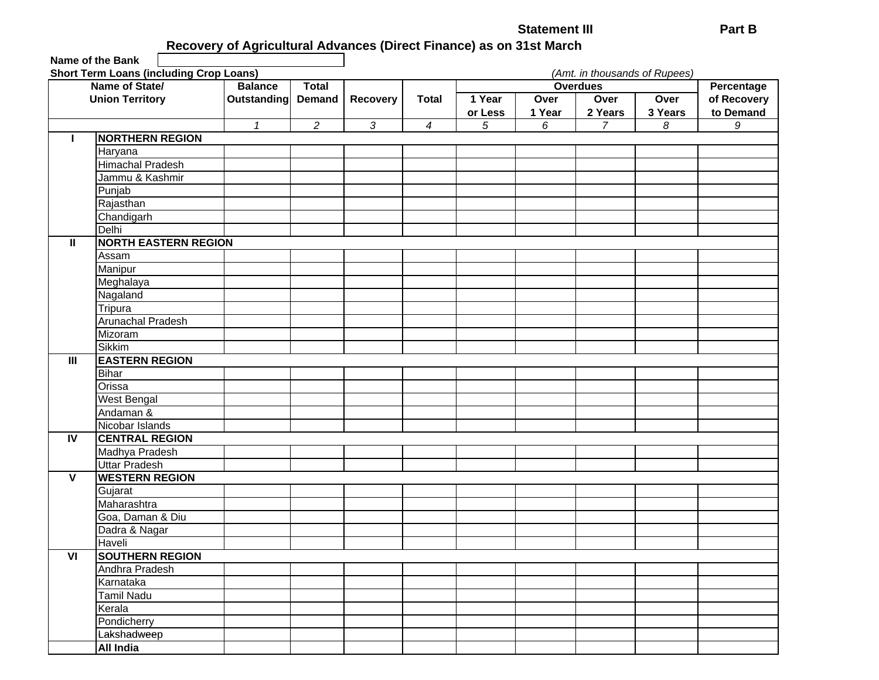**Statement III** **Part B**

## Recovery of Agricultural Advances (Direct Finance) as on 31st March

**Name of the Bank**

**Short Term Loans (including Crop Loans)**

*(Amt. in thousands of Rupees)*

| Name of State/ Union Territory | | Balance Outstanding | Total Demand | Recovery | Total | Overdues | | | | Percentage of Recovery to Demand |
|---|---|---|---|---|---|---|---|---|---|---|
| | | | | | | 1 Year or Less | Over 1 Year | Over 2 Years | Over 3 Years | |
| | | *1* | *2* | *3* | *4* | *5* | *6* | *7* | *8* | *9* |
| **I** | **NORTHERN REGION** | | | | | | | | | |
| | Haryana | | | | | | | | | |
| | Himachal Pradesh | | | | | | | | | |
| | Jammu & Kashmir | | | | | | | | | |
| | Punjab | | | | | | | | | |
| | Rajasthan | | | | | | | | | |
| | Chandigarh | | | | | | | | | |
| | Delhi | | | | | | | | | |
| **II** | **NORTH EASTERN REGION** | | | | | | | | | |
| | Assam | | | | | | | | | |
| | Manipur | | | | | | | | | |
| | Meghalaya | | | | | | | | | |
| | Nagaland | | | | | | | | | |
| | Tripura | | | | | | | | | |
| | Arunachal Pradesh | | | | | | | | | |
| | Mizoram | | | | | | | | | |
| | Sikkim | | | | | | | | | |
| **III** | **EASTERN REGION** | | | | | | | | | |
| | Bihar | | | | | | | | | |
| | Orissa | | | | | | | | | |
| | West Bengal | | | | | | | | | |
| | Andaman & | | | | | | | | | |
| | Nicobar Islands | | | | | | | | | |
| **IV** | **CENTRAL REGION** | | | | | | | | | |
| | Madhya Pradesh | | | | | | | | | |
| | Uttar Pradesh | | | | | | | | | |
| **V** | **WESTERN REGION** | | | | | | | | | |
| | Gujarat | | | | | | | | | |
| | Maharashtra | | | | | | | | | |
| | Goa, Daman & Diu | | | | | | | | | |
| | Dadra & Nagar | | | | | | | | | |
| | Haveli | | | | | | | | | |
| **VI** | **SOUTHERN REGION** | | | | | | | | | |
| | Andhra Pradesh | | | | | | | | | |
| | Karnataka | | | | | | | | | |
| | Tamil Nadu | | | | | | | | | |
| | Kerala | | | | | | | | | |
| | Pondicherry | | | | | | | | | |
| | Lakshadweep | | | | | | | | | |
| | **All India** | | | | | | | | | |